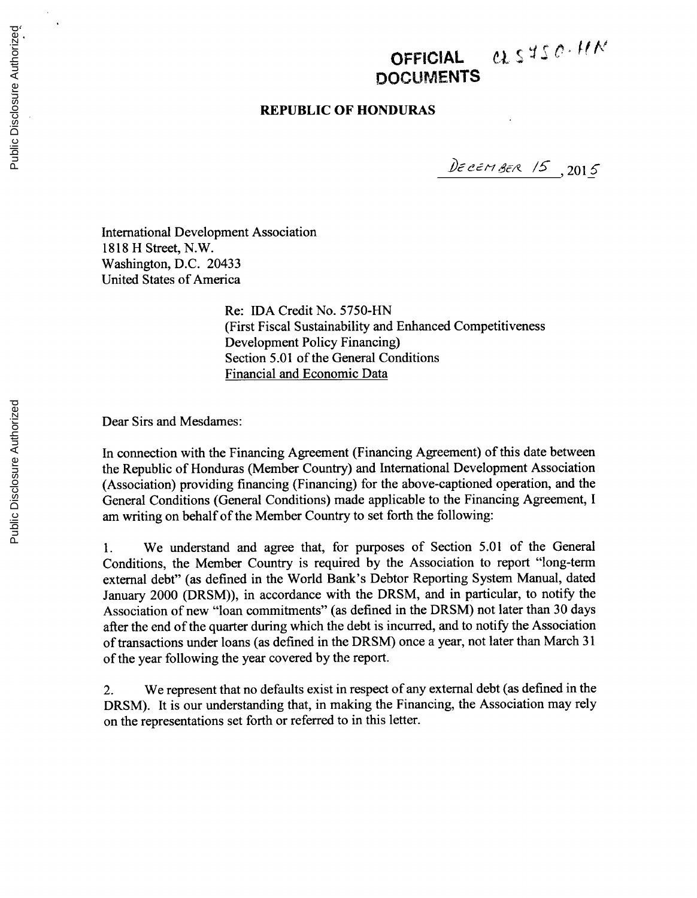**OFFICIAL DOCUMENTS** CR 5750-HN

**REPUBLIC OF HONDURAS**

December 15, 2015

International Development Association
1818 H Street, N.W.
Washington, D.C. 20433
United States of America

Re: IDA Credit No. 5750-HN
(First Fiscal Sustainability and Enhanced Competitiveness Development Policy Financing)
Section 5.01 of the General Conditions
Financial and Economic Data

Dear Sirs and Mesdames:

In connection with the Financing Agreement (Financing Agreement) of this date between the Republic of Honduras (Member Country) and International Development Association (Association) providing financing (Financing) for the above-captioned operation, and the General Conditions (General Conditions) made applicable to the Financing Agreement, I am writing on behalf of the Member Country to set forth the following:

1. We understand and agree that, for purposes of Section 5.01 of the General Conditions, the Member Country is required by the Association to report "long-term external debt" (as defined in the World Bank's Debtor Reporting System Manual, dated January 2000 (DRSM)), in accordance with the DRSM, and in particular, to notify the Association of new "loan commitments" (as defined in the DRSM) not later than 30 days after the end of the quarter during which the debt is incurred, and to notify the Association of transactions under loans (as defined in the DRSM) once a year, not later than March 31 of the year following the year covered by the report.

2. We represent that no defaults exist in respect of any external debt (as defined in the DRSM). It is our understanding that, in making the Financing, the Association may rely on the representations set forth or referred to in this letter.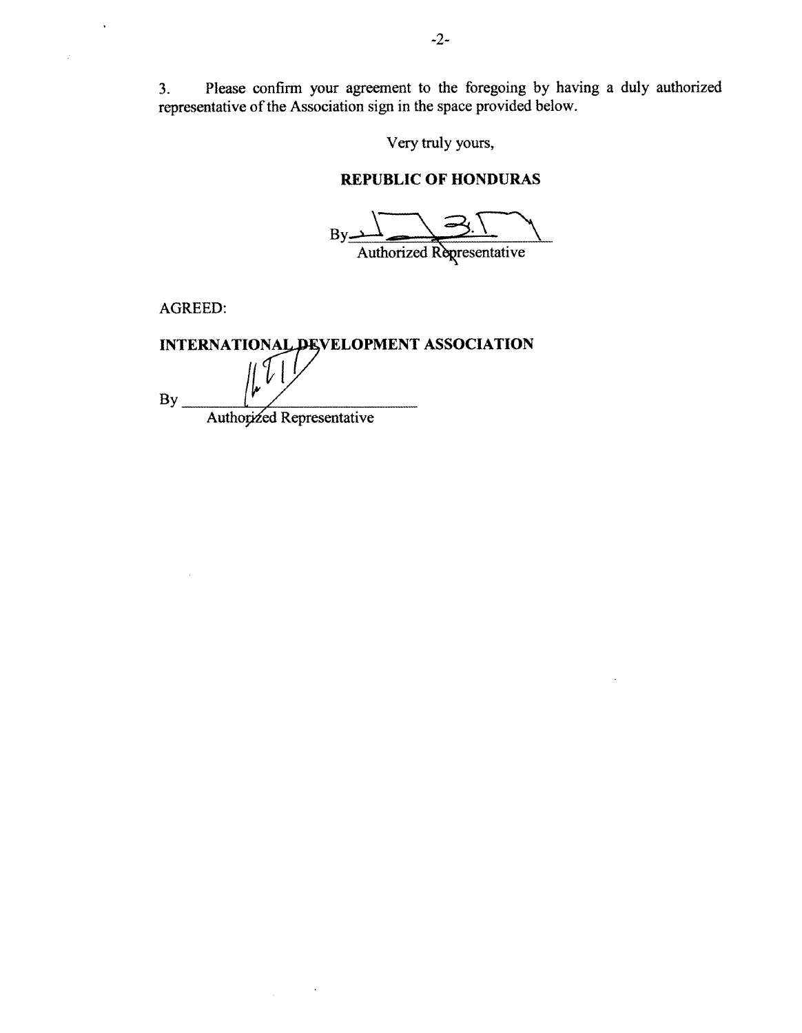3. Please confirm your agreement to the foregoing by having a duly authorized representative of the Association sign in the space provided below.

Very truly yours,

**REPUBLIC OF HONDURAS**

By ______________________
Authorized Representative

AGREED:

**INTERNATIONAL DEVELOPMENT ASSOCIATION**

By ______________________
Authorized Representative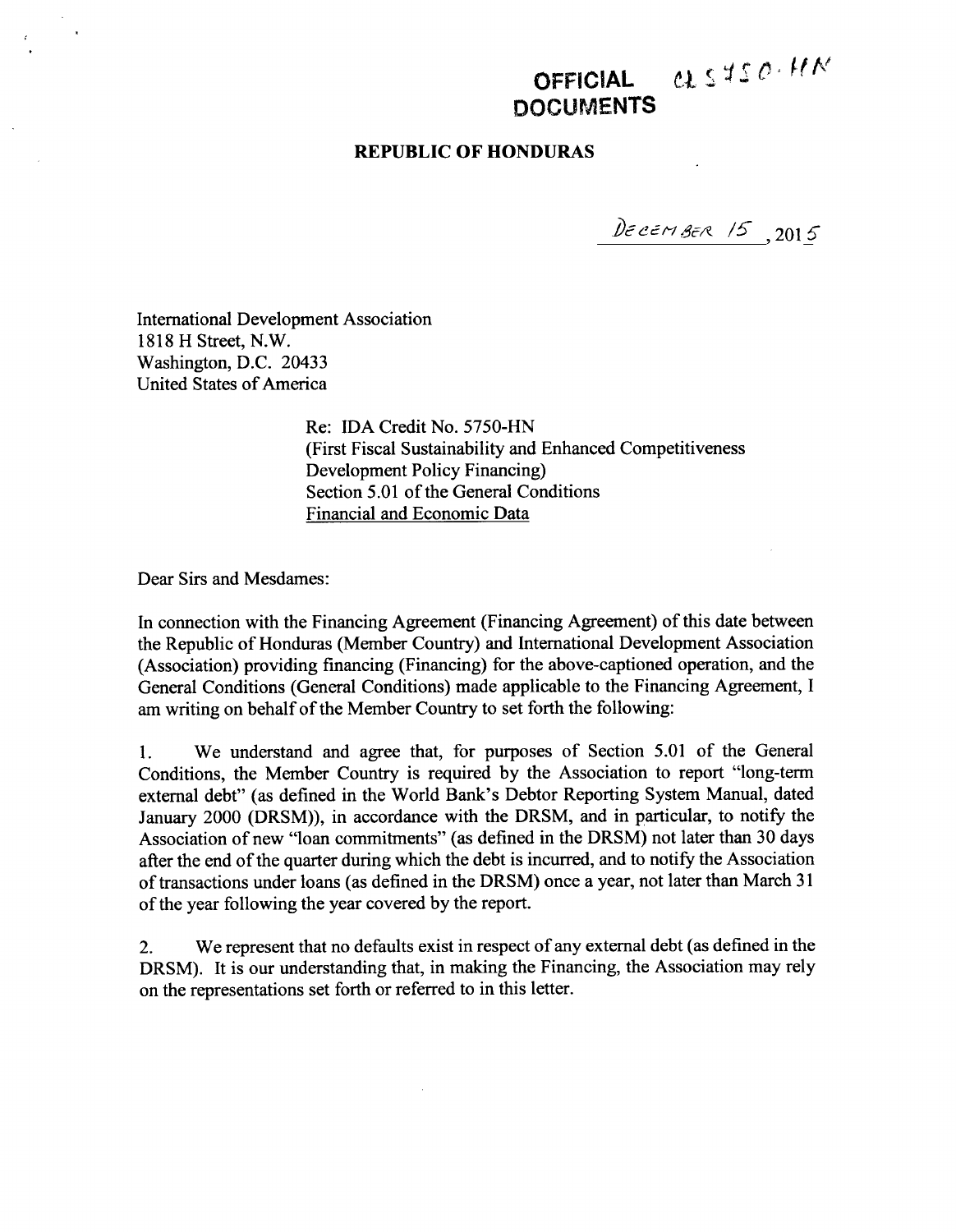**OFFICIAL DOCUMENTS** CL 5750-HN

**REPUBLIC OF HONDURAS**

December 15, 2015

International Development Association
1818 H Street, N.W.
Washington, D.C. 20433
United States of America

Re: IDA Credit No. 5750-HN
(First Fiscal Sustainability and Enhanced Competitiveness Development Policy Financing)
Section 5.01 of the General Conditions
Financial and Economic Data

Dear Sirs and Mesdames:

In connection with the Financing Agreement (Financing Agreement) of this date between the Republic of Honduras (Member Country) and International Development Association (Association) providing financing (Financing) for the above-captioned operation, and the General Conditions (General Conditions) made applicable to the Financing Agreement, I am writing on behalf of the Member Country to set forth the following:

1. We understand and agree that, for purposes of Section 5.01 of the General Conditions, the Member Country is required by the Association to report "long-term external debt" (as defined in the World Bank's Debtor Reporting System Manual, dated January 2000 (DRSM)), in accordance with the DRSM, and in particular, to notify the Association of new "loan commitments" (as defined in the DRSM) not later than 30 days after the end of the quarter during which the debt is incurred, and to notify the Association of transactions under loans (as defined in the DRSM) once a year, not later than March 31 of the year following the year covered by the report.

2. We represent that no defaults exist in respect of any external debt (as defined in the DRSM). It is our understanding that, in making the Financing, the Association may rely on the representations set forth or referred to in this letter.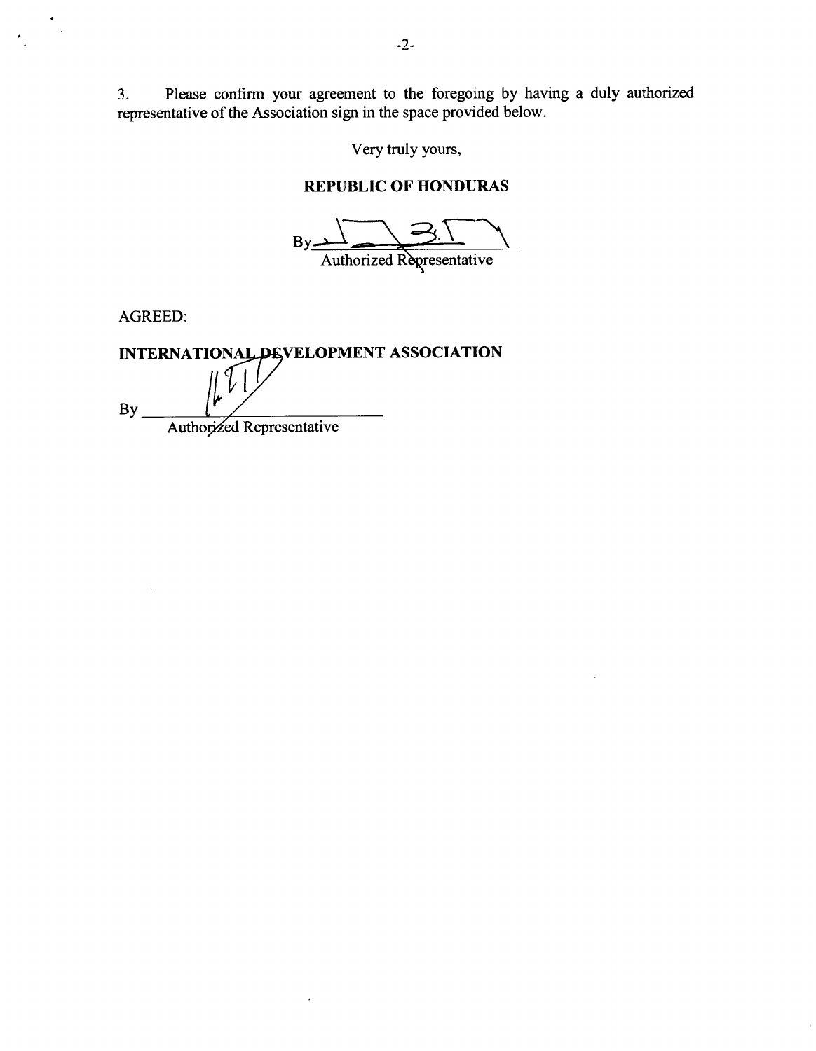3. Please confirm your agreement to the foregoing by having a duly authorized representative of the Association sign in the space provided below.

Very truly yours,

**REPUBLIC OF HONDURAS**

By ______________________
Authorized Representative

AGREED:

**INTERNATIONAL DEVELOPMENT ASSOCIATION**

By ______________________
Authorized Representative